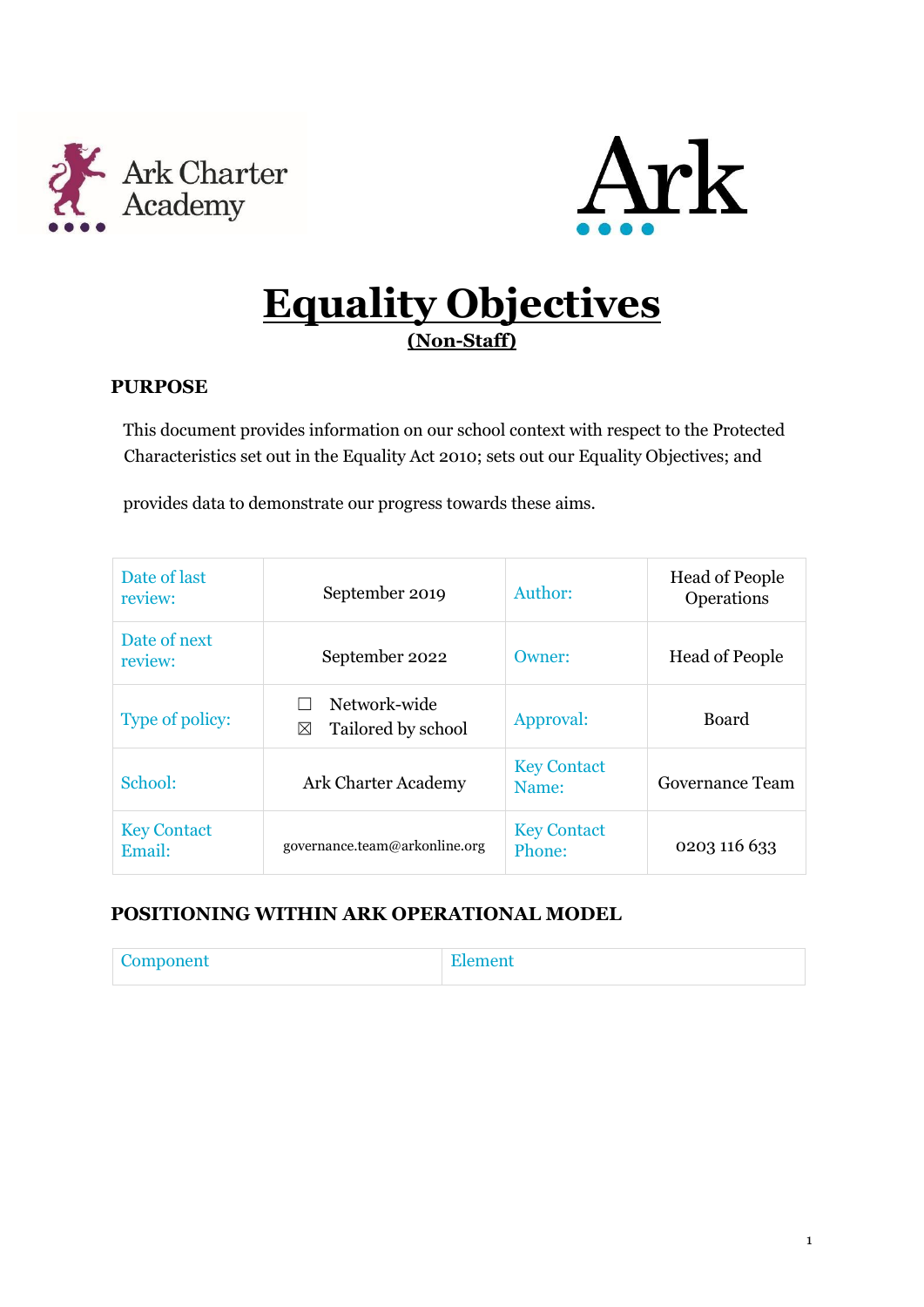# Equality Objectives

**(Non-Staff)**

## PURPOSE

This document provides information on our school context with respect to the Protected Characteristics set out in the Equality Act 2010; sets out our Equality Objectives; and provides data to demonstrate our progress towards these aims.

| Date of last review: | September 2019 | Author: | Head of People Operations |
|---|---|---|---|
| Date of next review: | September 2022 | Owner: | Head of People |
| Type of policy: | ☐ Network-wide<br>☒ Tailored by school | Approval: | Board |
| School: | Ark Charter Academy | Key Contact Name: | Governance Team |
| Key Contact Email: | governance.team@arkonline.org | Key Contact Phone: | 0203 116 633 |

## POSITIONING WITHIN ARK OPERATIONAL MODEL

| Component | Element |
|---|---|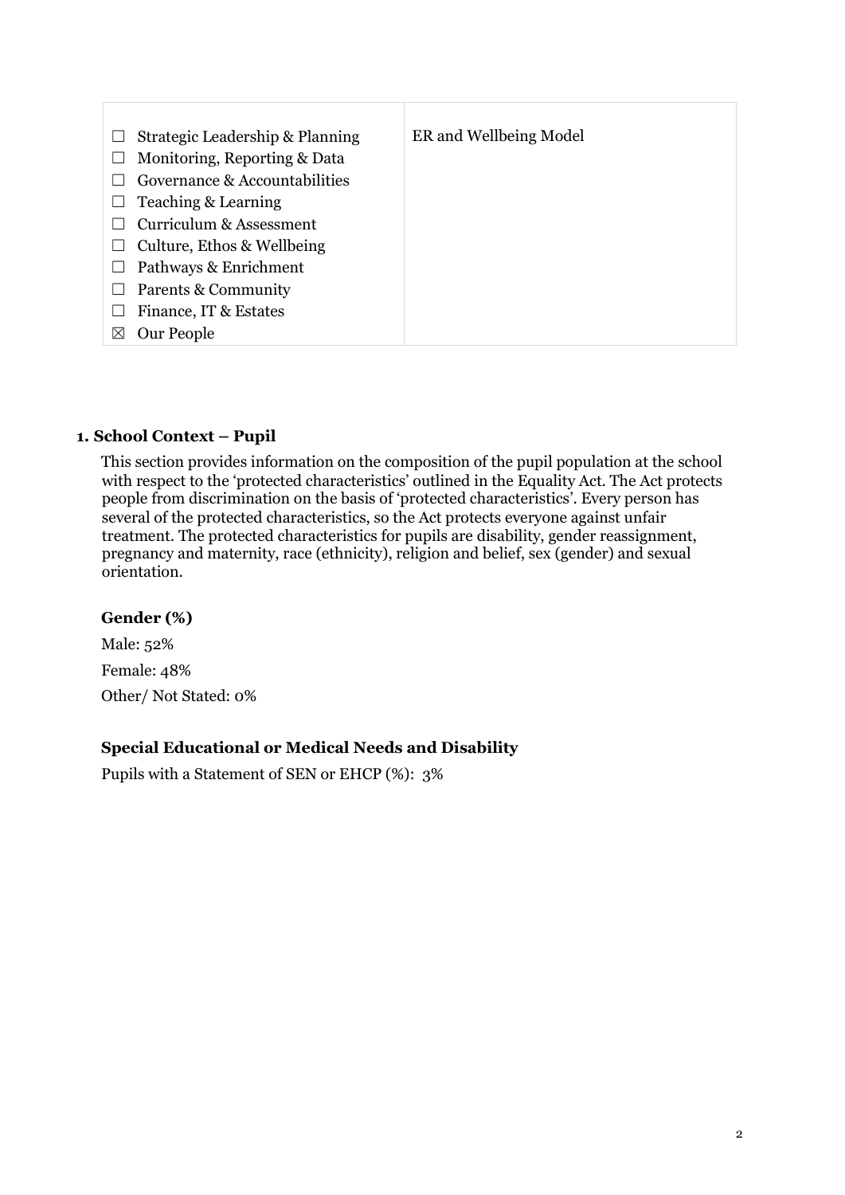| | |
|---|---|
| ☐ Strategic Leadership & Planning<br>☐ Monitoring, Reporting & Data<br>☐ Governance & Accountabilities<br>☐ Teaching & Learning<br>☐ Curriculum & Assessment<br>☐ Culture, Ethos & Wellbeing<br>☐ Pathways & Enrichment<br>☐ Parents & Community<br>☐ Finance, IT & Estates<br>☒ Our People | ER and Wellbeing Model |

## 1. School Context – Pupil

This section provides information on the composition of the pupil population at the school with respect to the 'protected characteristics' outlined in the Equality Act. The Act protects people from discrimination on the basis of 'protected characteristics'. Every person has several of the protected characteristics, so the Act protects everyone against unfair treatment. The protected characteristics for pupils are disability, gender reassignment, pregnancy and maternity, race (ethnicity), religion and belief, sex (gender) and sexual orientation.

### Gender (%)

Male: 52%

Female: 48%

Other/ Not Stated: 0%

### Special Educational or Medical Needs and Disability

Pupils with a Statement of SEN or EHCP (%): 3%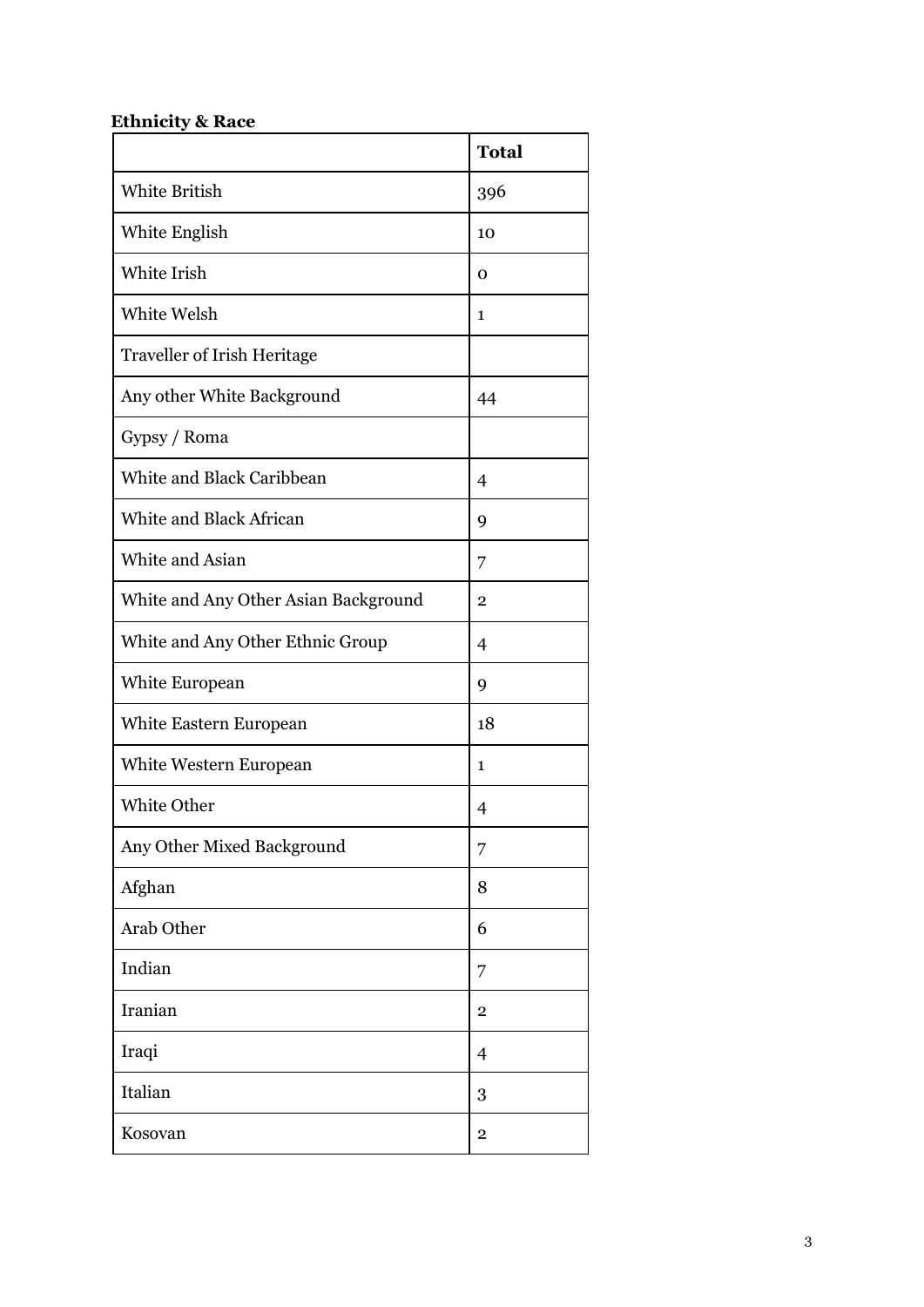**Ethnicity & Race**

| | Total |
|---|---|
| White British | 396 |
| White English | 10 |
| White Irish | 0 |
| White Welsh | 1 |
| Traveller of Irish Heritage | |
| Any other White Background | 44 |
| Gypsy / Roma | |
| White and Black Caribbean | 4 |
| White and Black African | 9 |
| White and Asian | 7 |
| White and Any Other Asian Background | 2 |
| White and Any Other Ethnic Group | 4 |
| White European | 9 |
| White Eastern European | 18 |
| White Western European | 1 |
| White Other | 4 |
| Any Other Mixed Background | 7 |
| Afghan | 8 |
| Arab Other | 6 |
| Indian | 7 |
| Iranian | 2 |
| Iraqi | 4 |
| Italian | 3 |
| Kosovan | 2 |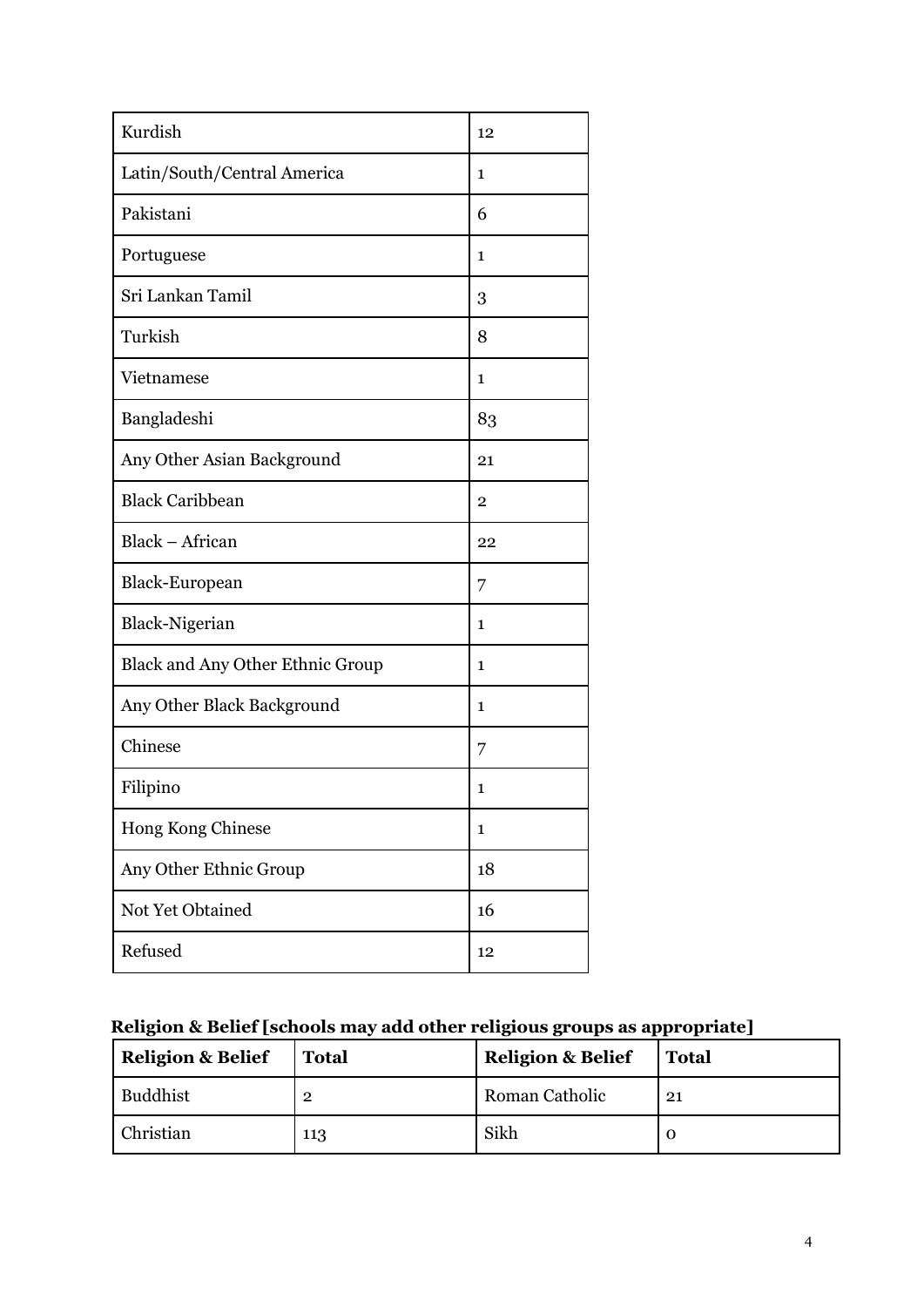| | |
|---|---|
| Kurdish | 12 |
| Latin/South/Central America | 1 |
| Pakistani | 6 |
| Portuguese | 1 |
| Sri Lankan Tamil | 3 |
| Turkish | 8 |
| Vietnamese | 1 |
| Bangladeshi | 83 |
| Any Other Asian Background | 21 |
| Black Caribbean | 2 |
| Black – African | 22 |
| Black-European | 7 |
| Black-Nigerian | 1 |
| Black and Any Other Ethnic Group | 1 |
| Any Other Black Background | 1 |
| Chinese | 7 |
| Filipino | 1 |
| Hong Kong Chinese | 1 |
| Any Other Ethnic Group | 18 |
| Not Yet Obtained | 16 |
| Refused | 12 |

**Religion & Belief [schools may add other religious groups as appropriate]**

| Religion & Belief | Total | Religion & Belief | Total |
|---|---|---|---|
| Buddhist | 2 | Roman Catholic | 21 |
| Christian | 113 | Sikh | 0 |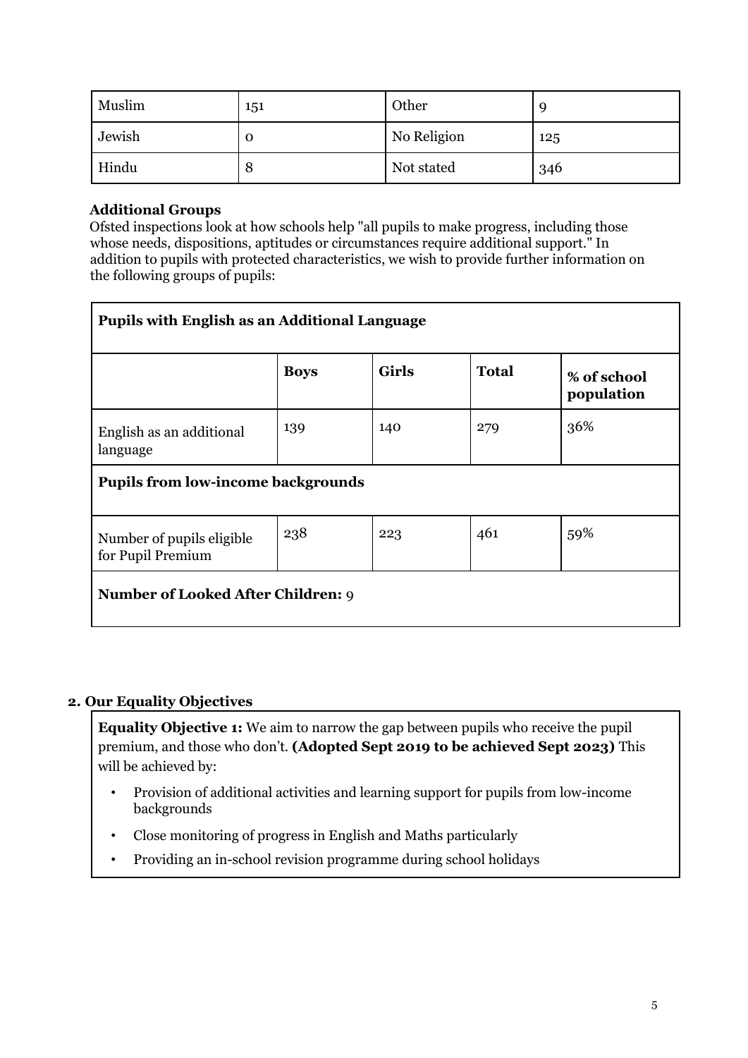| Muslim | 151 | Other | 9 |
|---|---|---|---|
| Jewish | 0 | No Religion | 125 |
| Hindu | 8 | Not stated | 346 |

**Additional Groups**

Ofsted inspections look at how schools help "all pupils to make progress, including those whose needs, dispositions, aptitudes or circumstances require additional support." In addition to pupils with protected characteristics, we wish to provide further information on the following groups of pupils:

| **Pupils with English as an Additional Language** | | | | |
|---|---|---|---|---|
| | **Boys** | **Girls** | **Total** | **% of school population** |
| English as an additional language | 139 | 140 | 279 | 36% |
| **Pupils from low-income backgrounds** | | | | |
| Number of pupils eligible for Pupil Premium | 238 | 223 | 461 | 59% |
| **Number of Looked After Children:** 9 | | | | |

## 2. Our Equality Objectives

**Equality Objective 1:** We aim to narrow the gap between pupils who receive the pupil premium, and those who don't. **(Adopted Sept 2019 to be achieved Sept 2023)** This will be achieved by:

- Provision of additional activities and learning support for pupils from low-income backgrounds
- Close monitoring of progress in English and Maths particularly
- Providing an in-school revision programme during school holidays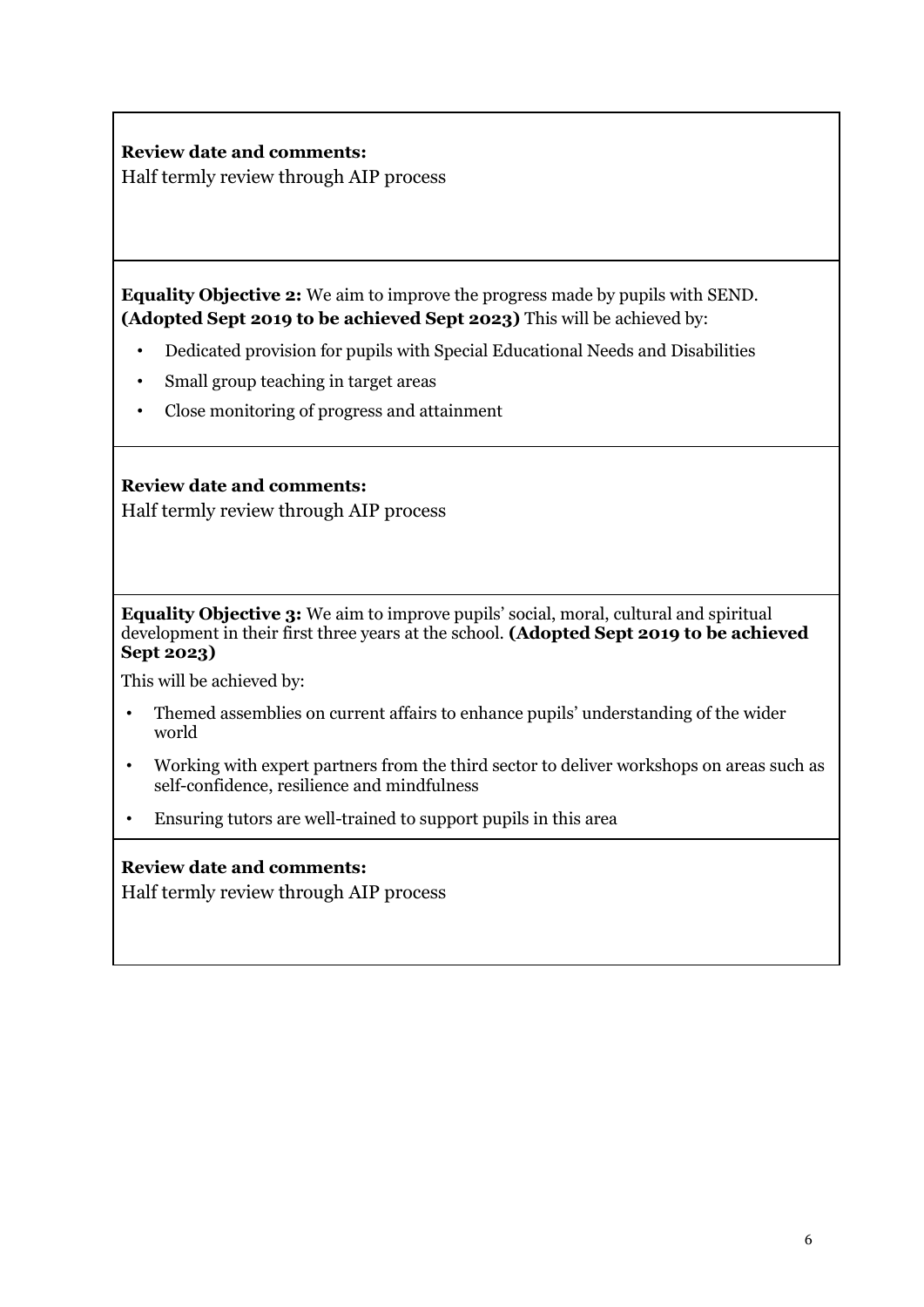**Review date and comments:**
Half termly review through AIP process

**Equality Objective 2:** We aim to improve the progress made by pupils with SEND. **(Adopted Sept 2019 to be achieved Sept 2023)** This will be achieved by:

- Dedicated provision for pupils with Special Educational Needs and Disabilities
- Small group teaching in target areas
- Close monitoring of progress and attainment

**Review date and comments:**
Half termly review through AIP process

**Equality Objective 3:** We aim to improve pupils' social, moral, cultural and spiritual development in their first three years at the school. **(Adopted Sept 2019 to be achieved Sept 2023)**

This will be achieved by:

- Themed assemblies on current affairs to enhance pupils' understanding of the wider world
- Working with expert partners from the third sector to deliver workshops on areas such as self-confidence, resilience and mindfulness
- Ensuring tutors are well-trained to support pupils in this area

**Review date and comments:**
Half termly review through AIP process